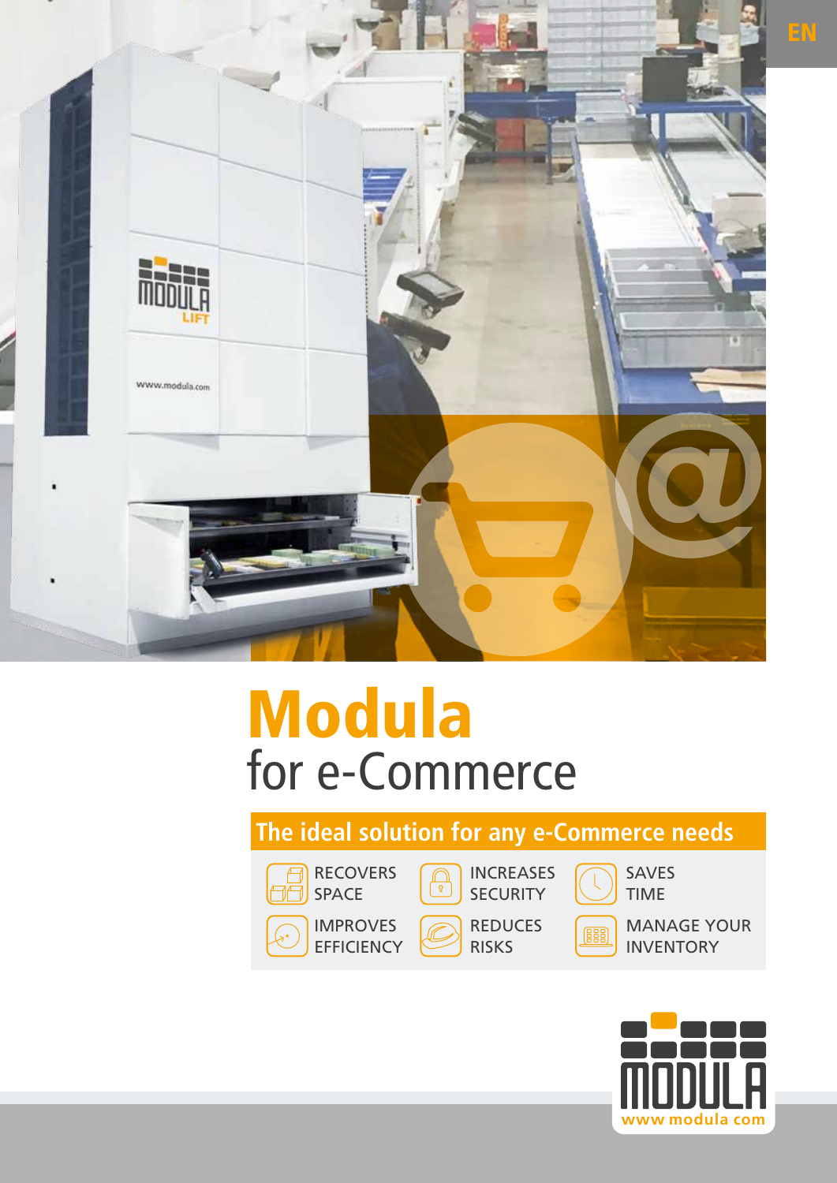EN

# Modula
for e-Commerce

## The ideal solution for any e-Commerce needs

- RECOVERS SPACE
- INCREASES SECURITY
- SAVES TIME
- IMPROVES EFFICIENCY
- REDUCES RISKS
- MANAGE YOUR INVENTORY

www modula com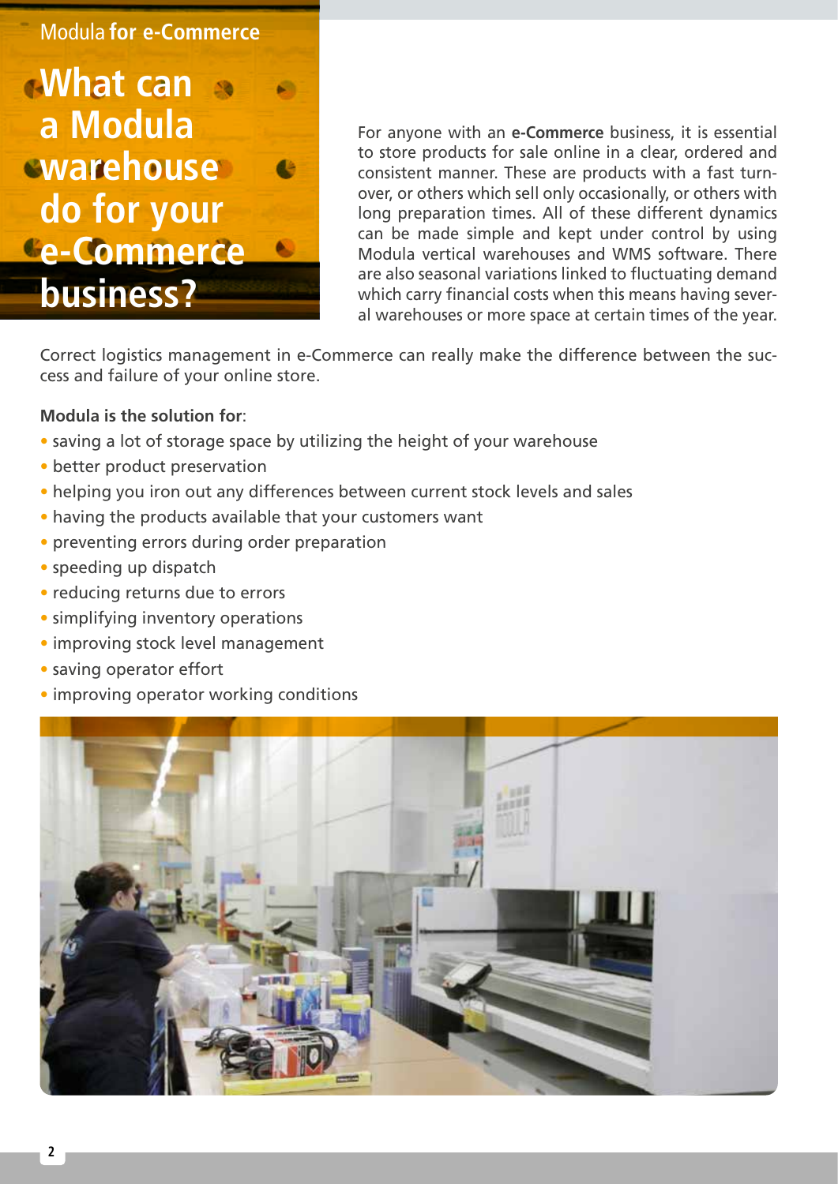Modula **for e-Commerce**

# What can a Modula warehouse do for your e-Commerce business?

For anyone with an **e-Commerce** business, it is essential to store products for sale online in a clear, ordered and consistent manner. These are products with a fast turnover, or others which sell only occasionally, or others with long preparation times. All of these different dynamics can be made simple and kept under control by using Modula vertical warehouses and WMS software. There are also seasonal variations linked to fluctuating demand which carry financial costs when this means having several warehouses or more space at certain times of the year.

Correct logistics management in e-Commerce can really make the difference between the success and failure of your online store.

**Modula is the solution for**:

- saving a lot of storage space by utilizing the height of your warehouse
- better product preservation
- helping you iron out any differences between current stock levels and sales
- having the products available that your customers want
- preventing errors during order preparation
- speeding up dispatch
- reducing returns due to errors
- simplifying inventory operations
- improving stock level management
- saving operator effort
- improving operator working conditions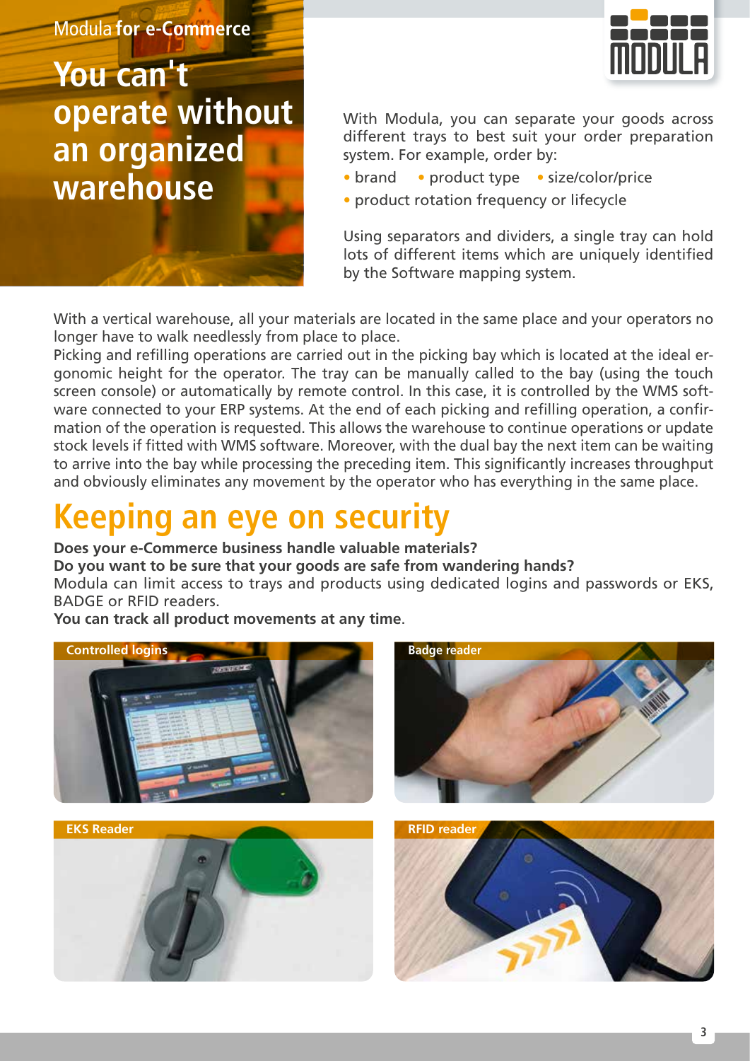Modula for e-Commerce

# You can't operate without an organized warehouse

With Modula, you can separate your goods across different trays to best suit your order preparation system. For example, order by:

- brand
- product type
- size/color/price
- product rotation frequency or lifecycle

Using separators and dividers, a single tray can hold lots of different items which are uniquely identified by the Software mapping system.

With a vertical warehouse, all your materials are located in the same place and your operators no longer have to walk needlessly from place to place.
Picking and refilling operations are carried out in the picking bay which is located at the ideal ergonomic height for the operator. The tray can be manually called to the bay (using the touch screen console) or automatically by remote control. In this case, it is controlled by the WMS software connected to your ERP systems. At the end of each picking and refilling operation, a confirmation of the operation is requested. This allows the warehouse to continue operations or update stock levels if fitted with WMS software. Moreover, with the dual bay the next item can be waiting to arrive into the bay while processing the preceding item. This significantly increases throughput and obviously eliminates any movement by the operator who has everything in the same place.

# Keeping an eye on security

**Does your e-Commerce business handle valuable materials?**
**Do you want to be sure that your goods are safe from wandering hands?**
Modula can limit access to trays and products using dedicated logins and passwords or EKS, BADGE or RFID readers.
**You can track all product movements at any time**.

Controlled logins

Badge reader

EKS Reader

RFID reader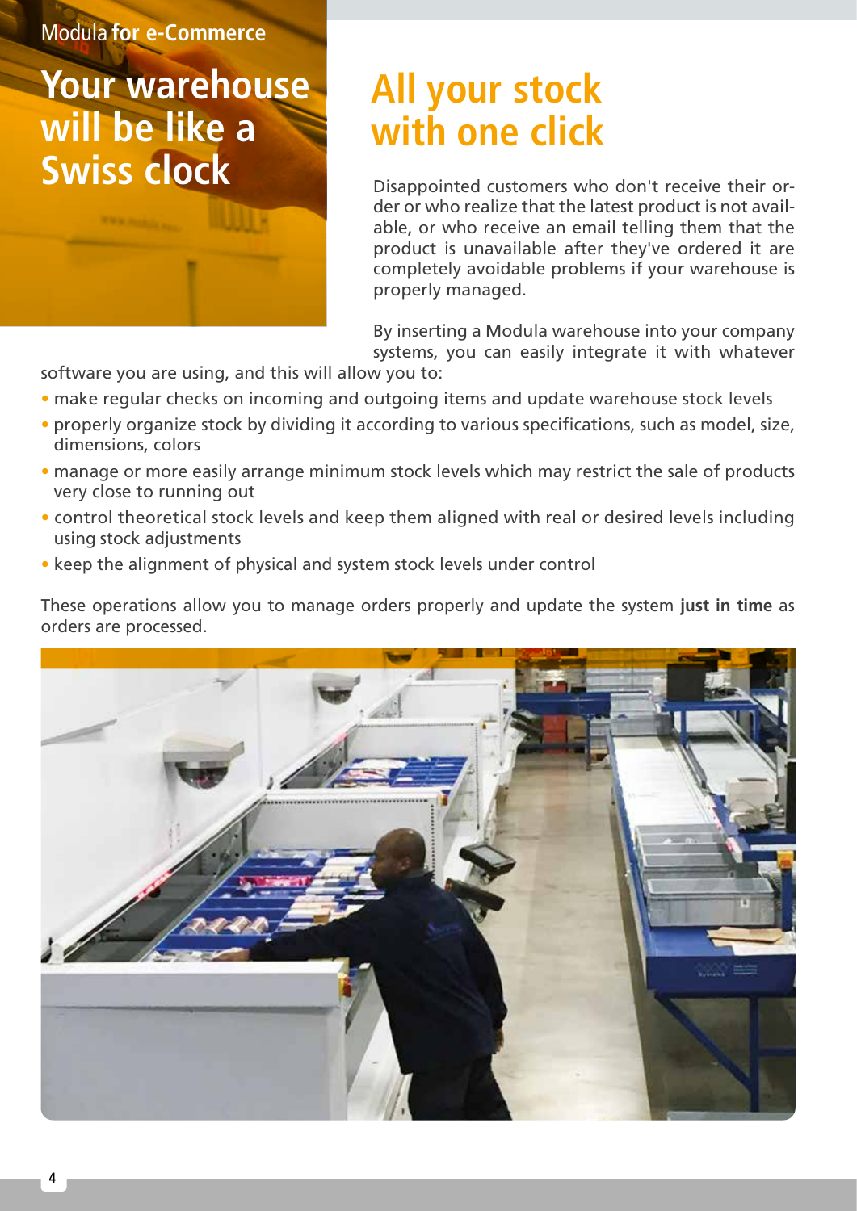Modula **for e-Commerce**

# Your warehouse will be like a Swiss clock

## All your stock with one click

Disappointed customers who don't receive their order or who realize that the latest product is not available, or who receive an email telling them that the product is unavailable after they've ordered it are completely avoidable problems if your warehouse is properly managed.

By inserting a Modula warehouse into your company systems, you can easily integrate it with whatever software you are using, and this will allow you to:

- make regular checks on incoming and outgoing items and update warehouse stock levels
- properly organize stock by dividing it according to various specifications, such as model, size, dimensions, colors
- manage or more easily arrange minimum stock levels which may restrict the sale of products very close to running out
- control theoretical stock levels and keep them aligned with real or desired levels including using stock adjustments
- keep the alignment of physical and system stock levels under control

These operations allow you to manage orders properly and update the system **just in time** as orders are processed.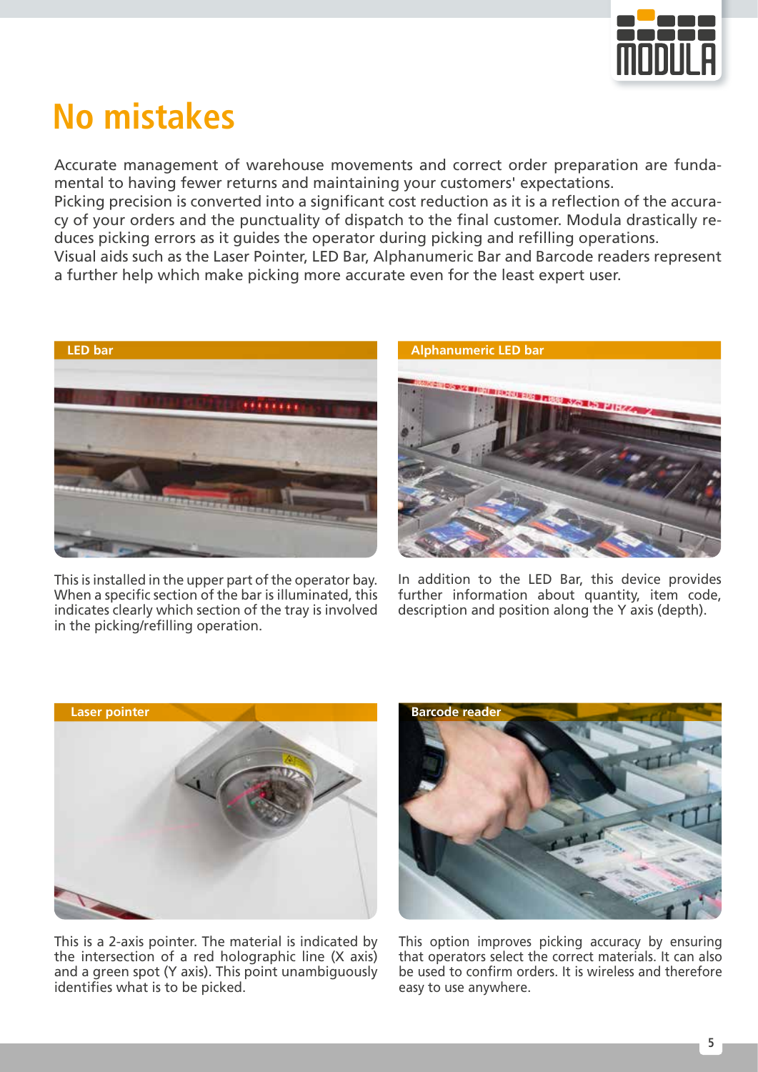# No mistakes

Accurate management of warehouse movements and correct order preparation are fundamental to having fewer returns and maintaining your customers' expectations.
Picking precision is converted into a significant cost reduction as it is a reflection of the accuracy of your orders and the punctuality of dispatch to the final customer. Modula drastically reduces picking errors as it guides the operator during picking and refilling operations.
Visual aids such as the Laser Pointer, LED Bar, Alphanumeric Bar and Barcode readers represent a further help which make picking more accurate even for the least expert user.

### LED bar

This is installed in the upper part of the operator bay. When a specific section of the bar is illuminated, this indicates clearly which section of the tray is involved in the picking/refilling operation.

### Alphanumeric LED bar

In addition to the LED Bar, this device provides further information about quantity, item code, description and position along the Y axis (depth).

### Laser pointer

This is a 2-axis pointer. The material is indicated by the intersection of a red holographic line (X axis) and a green spot (Y axis). This point unambiguously identifies what is to be picked.

### Barcode reader

This option improves picking accuracy by ensuring that operators select the correct materials. It can also be used to confirm orders. It is wireless and therefore easy to use anywhere.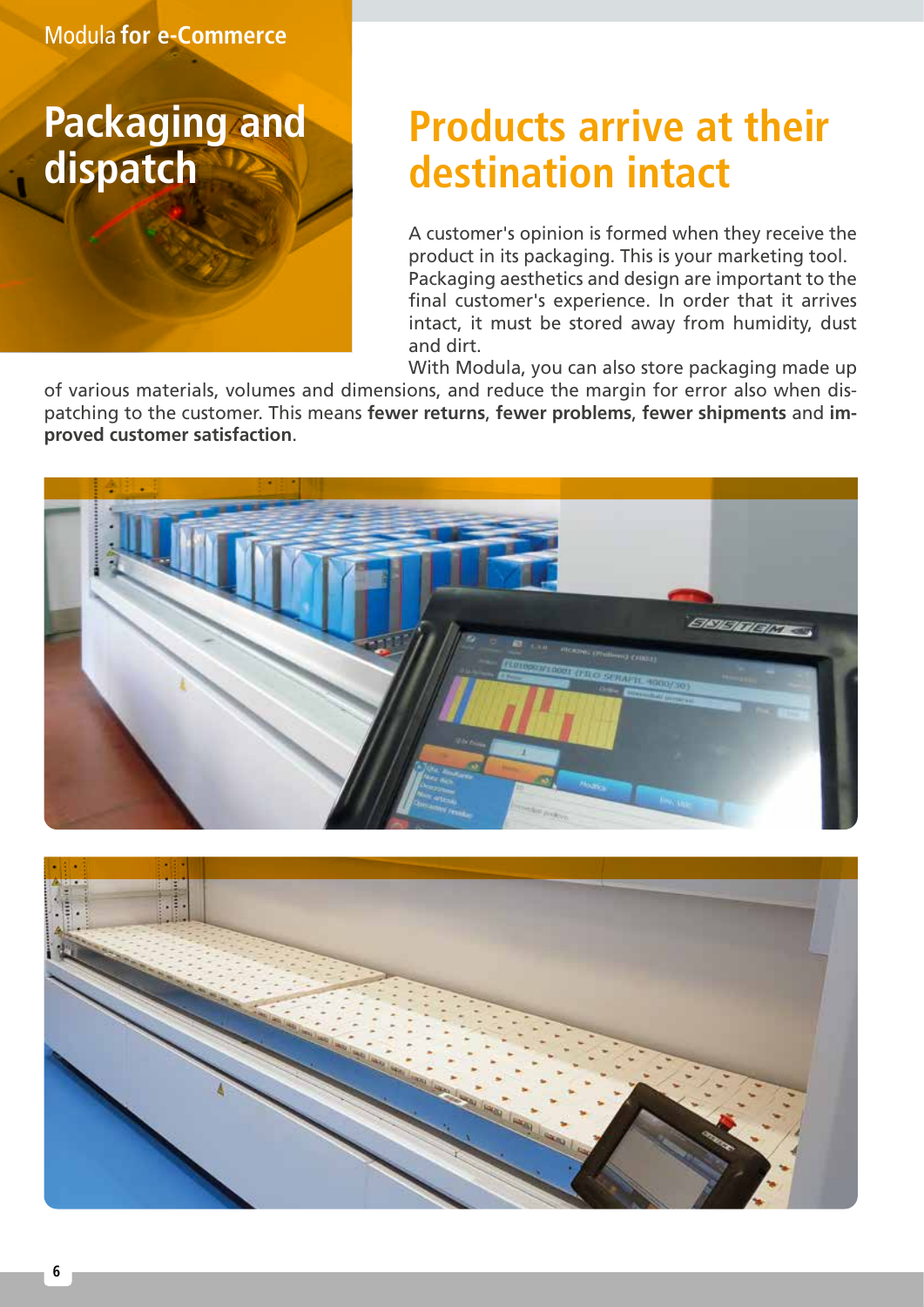# Packaging and dispatch

## Products arrive at their destination intact

A customer's opinion is formed when they receive the product in its packaging. This is your marketing tool. Packaging aesthetics and design are important to the final customer's experience. In order that it arrives intact, it must be stored away from humidity, dust and dirt.

With Modula, you can also store packaging made up of various materials, volumes and dimensions, and reduce the margin for error also when dispatching to the customer. This means **fewer returns**, **fewer problems**, **fewer shipments** and **improved customer satisfaction**.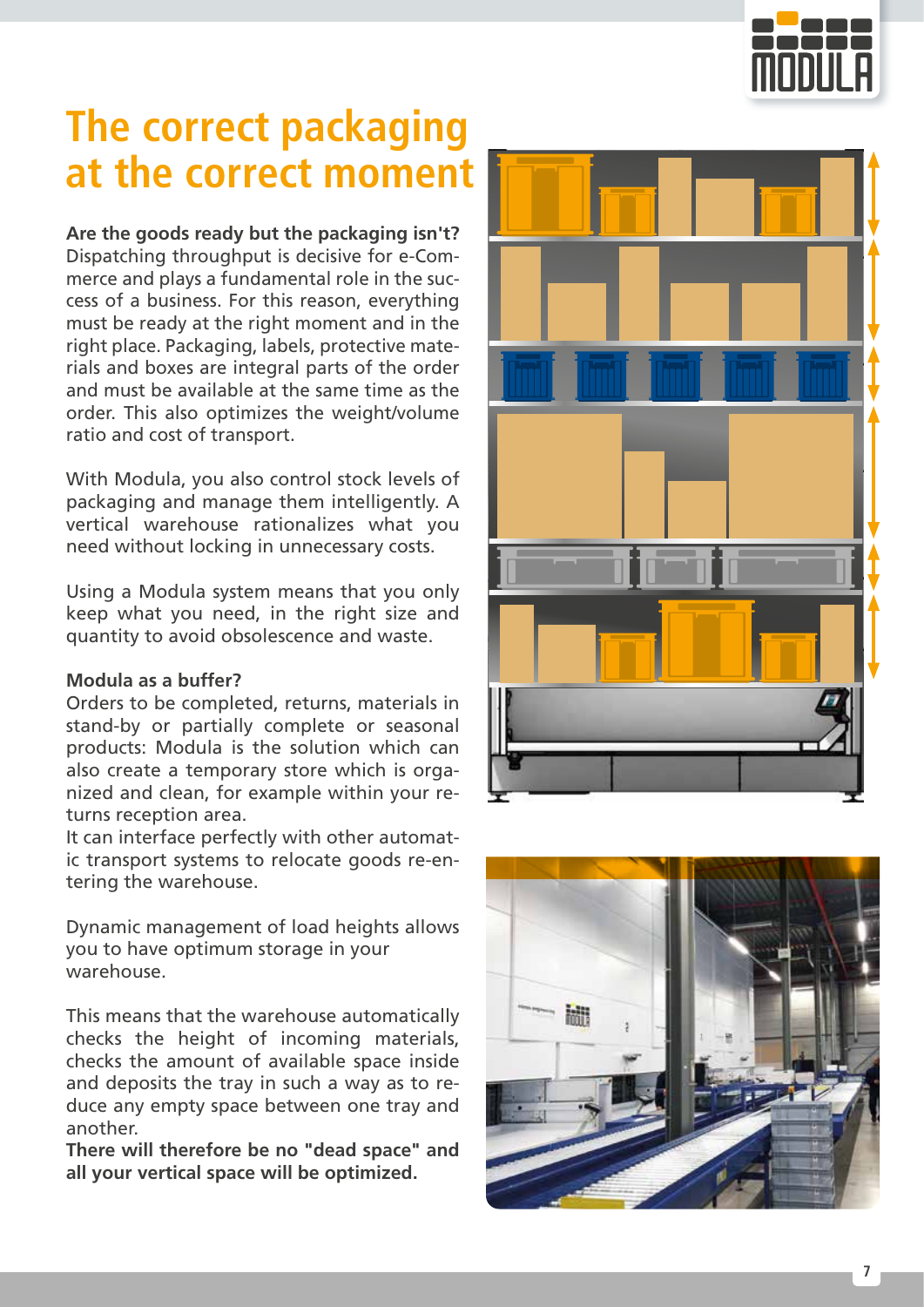# The correct packaging at the correct moment

**Are the goods ready but the packaging isn't?**
Dispatching throughput is decisive for e-Commerce and plays a fundamental role in the success of a business. For this reason, everything must be ready at the right moment and in the right place. Packaging, labels, protective materials and boxes are integral parts of the order and must be available at the same time as the order. This also optimizes the weight/volume ratio and cost of transport.

With Modula, you also control stock levels of packaging and manage them intelligently. A vertical warehouse rationalizes what you need without locking in unnecessary costs.

Using a Modula system means that you only keep what you need, in the right size and quantity to avoid obsolescence and waste.

**Modula as a buffer?**
Orders to be completed, returns, materials in stand-by or partially complete or seasonal products: Modula is the solution which can also create a temporary store which is organized and clean, for example within your returns reception area.
It can interface perfectly with other automatic transport systems to relocate goods re-entering the warehouse.

Dynamic management of load heights allows you to have optimum storage in your warehouse.

This means that the warehouse automatically checks the height of incoming materials, checks the amount of available space inside and deposits the tray in such a way as to reduce any empty space between one tray and another.
**There will therefore be no "dead space" and all your vertical space will be optimized.**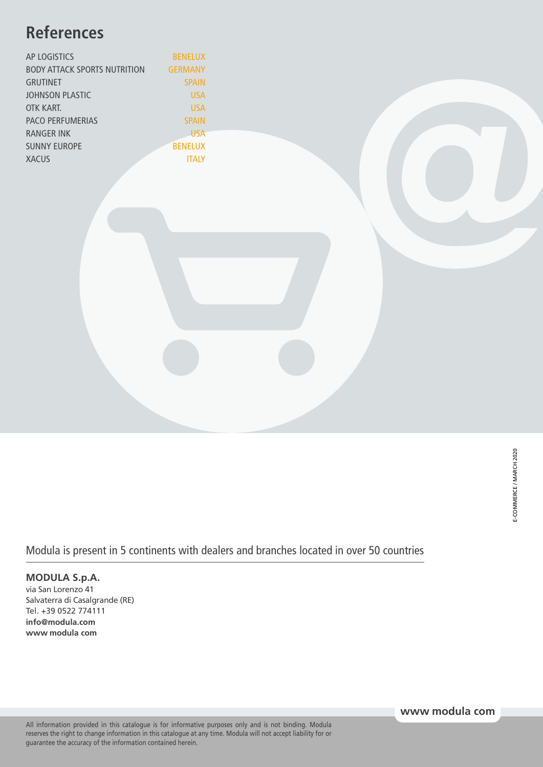# References

| | |
|---|---|
| AP LOGISTICS | BENELUX |
| BODY ATTACK SPORTS NUTRITION | GERMANY |
| GRUTINET | SPAIN |
| JOHNSON PLASTIC | USA |
| OTK KART. | USA |
| PACO PERFUMERIAS | SPAIN |
| RANGER INK | USA |
| SUNNY EUROPE | BENELUX |
| XACUS | ITALY |

E-COMMERCE / MARCH 2020

Modula is present in 5 continents with dealers and branches located in over 50 countries

**MODULA S.p.A.**
via San Lorenzo 41
Salvaterra di Casalgrande (RE)
Tel. +39 0522 774111
**info@modula.com**
**www modula com**

**www modula com**

All information provided in this catalogue is for informative purposes only and is not binding. Modula reserves the right to change information in this catalogue at any time. Modula will not accept liability for or guarantee the accuracy of the information contained herein.